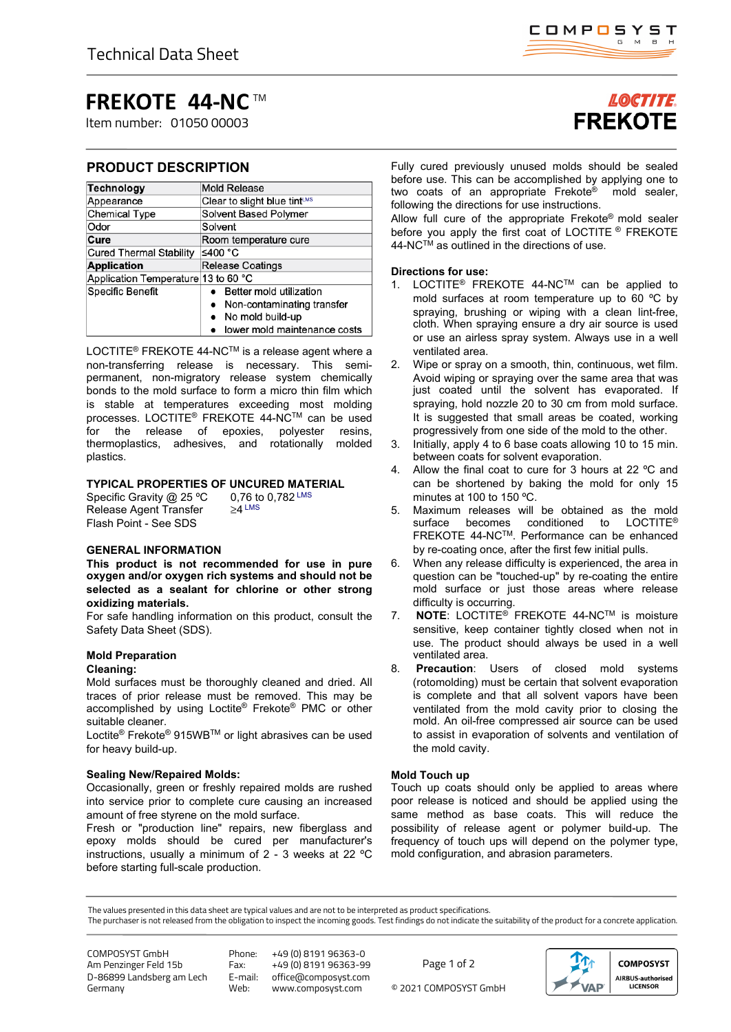Technical Data Sheet

# FREKOTE 44-NC™

Item number: 01050 00003

LOCTITE FREKOTE

## PRODUCT DESCRIPTION

| **Technology** | Mold Release |
|---|---|
| Appearance | Clear to slight blue tint[LMS] |
| Chemical Type | Solvent Based Polymer |
| Odor | Solvent |
| **Cure** | Room temperature cure |
| Cured Thermal Stability | ≤400 °C |
| **Application** | Release Coatings |
| Application Temperature | 13 to 60 °C |
| Specific Benefit | • Better mold utilization<br>• Non-contaminating transfer<br>• No mold build-up<br>• lower mold maintenance costs |

LOCTITE® FREKOTE 44-NC™ is a release agent where a non-transferring release is necessary. This semi-permanent, non-migratory release system chemically bonds to the mold surface to form a micro thin film which is stable at temperatures exceeding most molding processes. LOCTITE® FREKOTE 44-NC™ can be used for the release of epoxies, polyester resins, thermoplastics, adhesives, and rotationally molded plastics.

### TYPICAL PROPERTIES OF UNCURED MATERIAL

Specific Gravity @ 25 °C 0,76 to 0,782 [LMS]
Release Agent Transfer ≥4 [LMS]
Flash Point - See SDS

### GENERAL INFORMATION

**This product is not recommended for use in pure oxygen and/or oxygen rich systems and should not be selected as a sealant for chlorine or other strong oxidizing materials.**

For safe handling information on this product, consult the Safety Data Sheet (SDS).

### Mold Preparation

**Cleaning:**

Mold surfaces must be thoroughly cleaned and dried. All traces of prior release must be removed. This may be accomplished by using Loctite® Frekote® PMC or other suitable cleaner.

Loctite® Frekote® 915WB™ or light abrasives can be used for heavy build-up.

**Sealing New/Repaired Molds:**

Occasionally, green or freshly repaired molds are rushed into service prior to complete cure causing an increased amount of free styrene on the mold surface.

Fresh or "production line" repairs, new fiberglass and epoxy molds should be cured per manufacturer's instructions, usually a minimum of 2 - 3 weeks at 22 ºC before starting full-scale production.

Fully cured previously unused molds should be sealed before use. This can be accomplished by applying one to two coats of an appropriate Frekote® mold sealer, following the directions for use instructions.

Allow full cure of the appropriate Frekote® mold sealer before you apply the first coat of LOCTITE ® FREKOTE 44-NC™ as outlined in the directions of use.

**Directions for use:**

1. LOCTITE® FREKOTE 44-NC™ can be applied to mold surfaces at room temperature up to 60 ºC by spraying, brushing or wiping with a clean lint-free, cloth. When spraying ensure a dry air source is used or use an airless spray system. Always use in a well ventilated area.
2. Wipe or spray on a smooth, thin, continuous, wet film. Avoid wiping or spraying over the same area that was just coated until the solvent has evaporated. If spraying, hold nozzle 20 to 30 cm from mold surface. It is suggested that small areas be coated, working progressively from one side of the mold to the other.
3. Initially, apply 4 to 6 base coats allowing 10 to 15 min. between coats for solvent evaporation.
4. Allow the final coat to cure for 3 hours at 22 ºC and can be shortened by baking the mold for only 15 minutes at 100 to 150 ºC.
5. Maximum releases will be obtained as the mold surface becomes conditioned to LOCTITE® FREKOTE 44-NC™. Performance can be enhanced by re-coating once, after the first few initial pulls.
6. When any release difficulty is experienced, the area in question can be "touched-up" by re-coating the entire mold surface or just those areas where release difficulty is occurring.
7. **NOTE**: LOCTITE® FREKOTE 44-NC™ is moisture sensitive, keep container tightly closed when not in use. The product should always be used in a well ventilated area.
8. **Precaution**: Users of closed mold systems (rotomolding) must be certain that solvent evaporation is complete and that all solvent vapors have been ventilated from the mold cavity prior to closing the mold. An oil-free compressed air source can be used to assist in evaporation of solvents and ventilation of the mold cavity.

**Mold Touch up**

Touch up coats should only be applied to areas where poor release is noticed and should be applied using the same method as base coats. This will reduce the possibility of release agent or polymer build-up. The frequency of touch ups will depend on the polymer type, mold configuration, and abrasion parameters.

The values presented in this data sheet are typical values and are not to be interpreted as product specifications.
The purchaser is not released from the obligation to inspect the incoming goods. Test findings do not indicate the suitability of the product for a concrete application.

COMPOSYST GmbH
Am Penzinger Feld 15b
D-86899 Landsberg am Lech
Germany

Phone: +49 (0) 8191 96363-0
Fax: +49 (0) 8191 96363-99
E-mail: office@composyst.com
Web: www.composyst.com

© 2021 COMPOSYST GmbH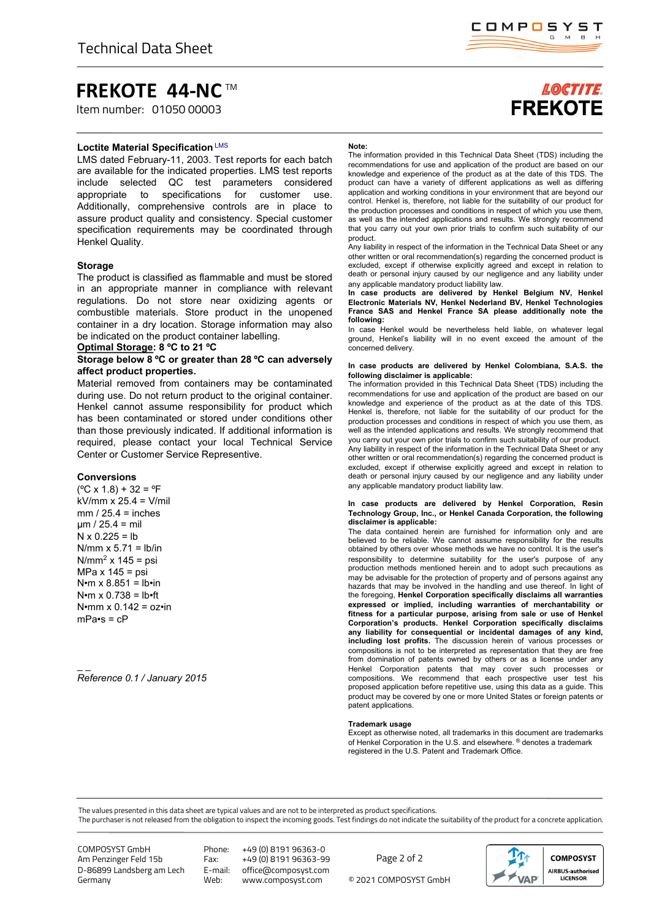# FREKOTE 44-NC™

Item number: 01050 00003

## Loctite Material Specification [LMS]

LMS dated February-11, 2003. Test reports for each batch are available for the indicated properties. LMS test reports include selected QC test parameters considered appropriate to specifications for customer use. Additionally, comprehensive controls are in place to assure product quality and consistency. Special customer specification requirements may be coordinated through Henkel Quality.

## Storage

The product is classified as flammable and must be stored in an appropriate manner in compliance with relevant regulations. Do not store near oxidizing agents or combustible materials. Store product in the unopened container in a dry location. Storage information may also be indicated on the product container labelling.

**Optimal Storage: 8 ºC to 21 ºC**

**Storage below 8 ºC or greater than 28 ºC can adversely affect product properties.**

Material removed from containers may be contaminated during use. Do not return product to the original container. Henkel cannot assume responsibility for product which has been contaminated or stored under conditions other than those previously indicated. If additional information is required, please contact your local Technical Service Center or Customer Service Represenive.

## Conversions

(ºC x 1.8) + 32 = ºF
kV/mm x 25.4 = V/mil
mm / 25.4 = inches
µm / 25.4 = mil
N x 0.225 = lb
N/mm x 5.71 = lb/in
N/mm$^2$ x 145 = psi
MPa x 145 = psi
N•m x 8.851 = lb•in
N•m x 0.738 = lb•ft
N•mm x 0.142 = oz•in
mPa•s = cP

*Reference 0.1 / January 2015*

**Note:**
The information provided in this Technical Data Sheet (TDS) including the recommendations for use and application of the product are based on our knowledge and experience of the product as at the date of this TDS. The product can have a variety of different applications as well as differing application and working conditions in your environment that are beyond our control. Henkel is, therefore, not liable for the suitability of our product for the production processes and conditions in respect of which you use them, as well as the intended applications and results. We strongly recommend that you carry out your own prior trials to confirm such suitability of our product.
Any liability in respect of the information in the Technical Data Sheet or any other written or oral recommendation(s) regarding the concerned product is excluded, except if otherwise explicitly agreed and except in relation to death or personal injury caused by our negligence and any liability under any applicable mandatory product liability law.
**In case products are delivered by Henkel Belgium NV, Henkel Electronic Materials NV, Henkel Nederland BV, Henkel Technologies France SAS and Henkel France SA please additionally note the following:**
In case Henkel would be nevertheless held liable, on whatever legal ground, Henkel's liability will in no event exceed the amount of the concerned delivery.

**In case products are delivered by Henkel Colombiana, S.A.S. the following disclaimer is applicable:**
The information provided in this Technical Data Sheet (TDS) including the recommendations for use and application of the product are based on our knowledge and experience of the product as at the date of this TDS. Henkel is, therefore, not liable for the suitability of our product for the production processes and conditions in respect of which you use them, as well as the intended applications and results. We strongly recommend that you carry out your own prior trials to confirm such suitability of our product.
Any liability in respect of the information in the Technical Data Sheet or any other written or oral recommendation(s) regarding the concerned product is excluded, except if otherwise explicitly agreed and except in relation to death or personal injury caused by our negligence and any liability under any applicable mandatory product liability law.

**In case products are delivered by Henkel Corporation, Resin Technology Group, Inc., or Henkel Canada Corporation, the following disclaimer is applicable:**
The data contained herein are furnished for information only and are believed to be reliable. We cannot assume responsibility for the results obtained by others over whose methods we have no control. It is the user's responsibility to determine suitability for the user's purpose of any production methods mentioned herein and to adopt such precautions as may be advisable for the protection of property and of persons against any hazards that may be involved in the handling and use thereof. In light of the foregoing, **Henkel Corporation specifically disclaims all warranties expressed or implied, including warranties of merchantability or fitness for a particular purpose, arising from sale or use of Henkel Corporation's products. Henkel Corporation specifically disclaims any liability for consequential or incidental damages of any kind, including lost profits.** The discussion herein of various processes or compositions is not to be interpreted as representation that they are free from domination of patents owned by others or as a license under any Henkel Corporation patents that may cover such processes or compositions. We recommend that each prospective user test his proposed application before repetitive use, using this data as a guide. This product may be covered by one or more United States or foreign patents or patent applications.

**Trademark usage**
Except as otherwise noted, all trademarks in this document are trademarks of Henkel Corporation in the U.S. and elsewhere. ® denotes a trademark registered in the U.S. Patent and Trademark Office.

The values presented in this data sheet are typical values and are not to be interpreted as product specifications.
The purchaser is not released from the obligation to inspect the incoming goods. Test findings do not indicate the suitability of the product for a concrete application.